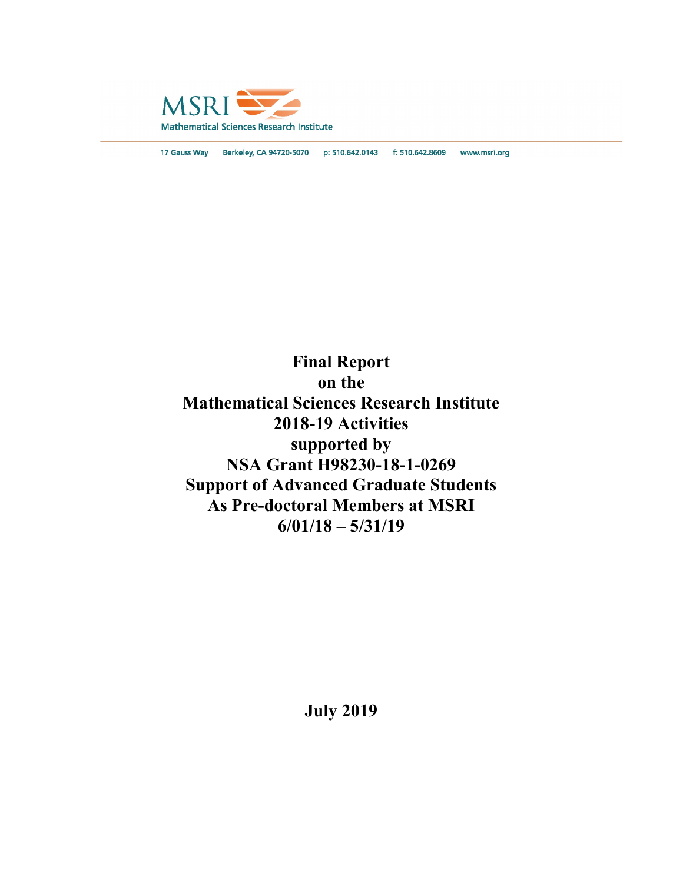MSRI

Mathematical Sciences Research Institute

17 Gauss Way Berkeley, CA 94720-5070 p: 510.642.0143 f: 510.642.8609 www.msri.org

# Final Report on the Mathematical Sciences Research Institute 2018-19 Activities supported by NSA Grant H98230-18-1-0269 Support of Advanced Graduate Students As Pre-doctoral Members at MSRI 6/01/18 – 5/31/19

**July 2019**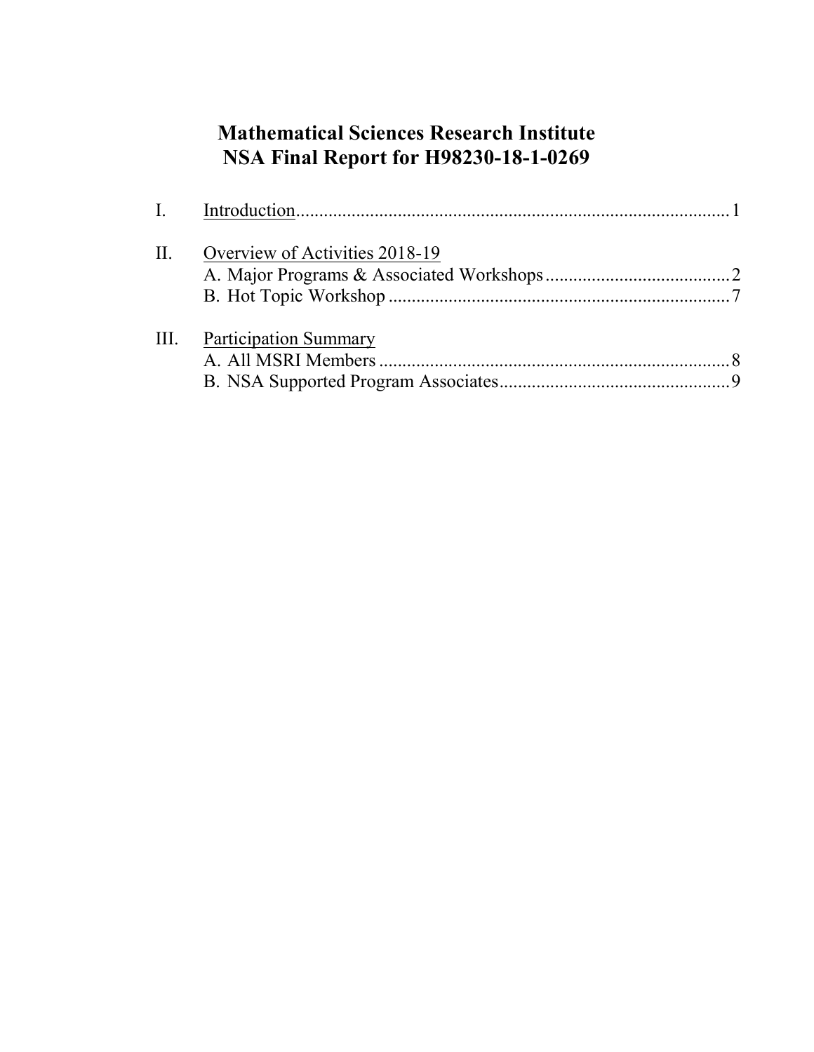# Mathematical Sciences Research Institute
# NSA Final Report for H98230-18-1-0269

I. Introduction ....................................................................................... 1

II. Overview of Activities 2018-19
   A. Major Programs & Associated Workshops ........................................ 2
   B. Hot Topic Workshop ........................................................................ 7

III. Participation Summary
   A. All MSRI Members ........................................................................... 8
   B. NSA Supported Program Associates .................................................. 9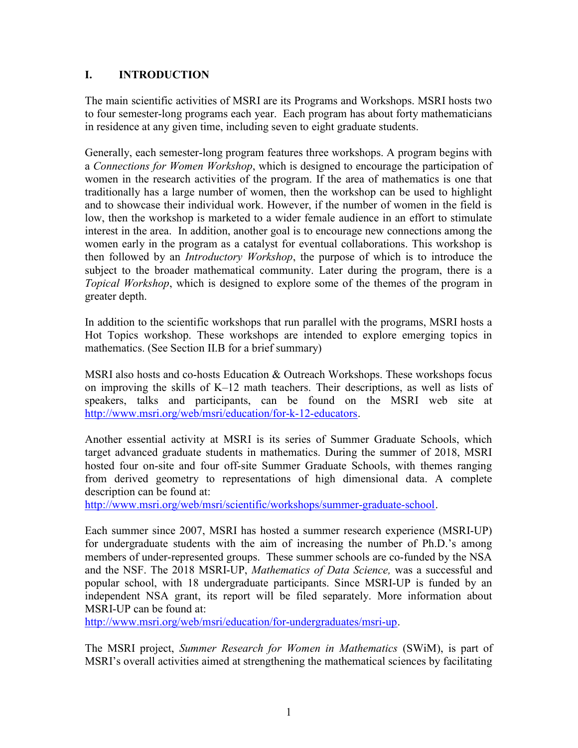## I. INTRODUCTION

The main scientific activities of MSRI are its Programs and Workshops. MSRI hosts two to four semester-long programs each year. Each program has about forty mathematicians in residence at any given time, including seven to eight graduate students.

Generally, each semester-long program features three workshops. A program begins with a *Connections for Women Workshop*, which is designed to encourage the participation of women in the research activities of the program. If the area of mathematics is one that traditionally has a large number of women, then the workshop can be used to highlight and to showcase their individual work. However, if the number of women in the field is low, then the workshop is marketed to a wider female audience in an effort to stimulate interest in the area. In addition, another goal is to encourage new connections among the women early in the program as a catalyst for eventual collaborations. This workshop is then followed by an *Introductory Workshop*, the purpose of which is to introduce the subject to the broader mathematical community. Later during the program, there is a *Topical Workshop*, which is designed to explore some of the themes of the program in greater depth.

In addition to the scientific workshops that run parallel with the programs, MSRI hosts a Hot Topics workshop. These workshops are intended to explore emerging topics in mathematics. (See Section II.B for a brief summary)

MSRI also hosts and co-hosts Education & Outreach Workshops. These workshops focus on improving the skills of K–12 math teachers. Their descriptions, as well as lists of speakers, talks and participants, can be found on the MSRI web site at http://www.msri.org/web/msri/education/for-k-12-educators.

Another essential activity at MSRI is its series of Summer Graduate Schools, which target advanced graduate students in mathematics. During the summer of 2018, MSRI hosted four on-site and four off-site Summer Graduate Schools, with themes ranging from derived geometry to representations of high dimensional data. A complete description can be found at:
http://www.msri.org/web/msri/scientific/workshops/summer-graduate-school.

Each summer since 2007, MSRI has hosted a summer research experience (MSRI-UP) for undergraduate students with the aim of increasing the number of Ph.D.'s among members of under-represented groups. These summer schools are co-funded by the NSA and the NSF. The 2018 MSRI-UP, *Mathematics of Data Science,* was a successful and popular school, with 18 undergraduate participants. Since MSRI-UP is funded by an independent NSA grant, its report will be filed separately. More information about MSRI-UP can be found at:
http://www.msri.org/web/msri/education/for-undergraduates/msri-up.

The MSRI project, *Summer Research for Women in Mathematics* (SWiM), is part of MSRI's overall activities aimed at strengthening the mathematical sciences by facilitating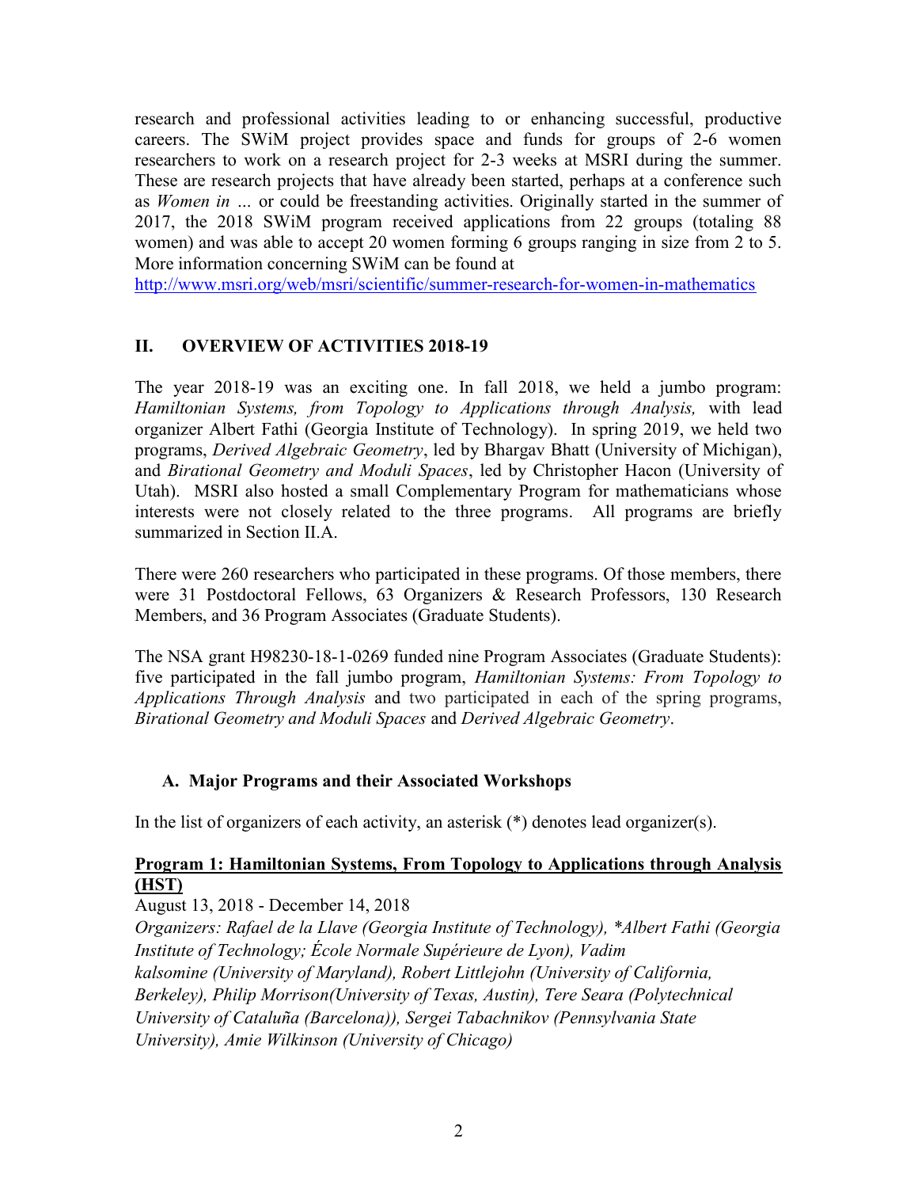research and professional activities leading to or enhancing successful, productive careers. The SWiM project provides space and funds for groups of 2-6 women researchers to work on a research project for 2-3 weeks at MSRI during the summer. These are research projects that have already been started, perhaps at a conference such as *Women in …* or could be freestanding activities. Originally started in the summer of 2017, the 2018 SWiM program received applications from 22 groups (totaling 88 women) and was able to accept 20 women forming 6 groups ranging in size from 2 to 5. More information concerning SWiM can be found at
http://www.msri.org/web/msri/scientific/summer-research-for-women-in-mathematics

## II. OVERVIEW OF ACTIVITIES 2018-19

The year 2018-19 was an exciting one. In fall 2018, we held a jumbo program: *Hamiltonian Systems, from Topology to Applications through Analysis,* with lead organizer Albert Fathi (Georgia Institute of Technology). In spring 2019, we held two programs, *Derived Algebraic Geometry*, led by Bhargav Bhatt (University of Michigan), and *Birational Geometry and Moduli Spaces*, led by Christopher Hacon (University of Utah). MSRI also hosted a small Complementary Program for mathematicians whose interests were not closely related to the three programs. All programs are briefly summarized in Section II.A.

There were 260 researchers who participated in these programs. Of those members, there were 31 Postdoctoral Fellows, 63 Organizers & Research Professors, 130 Research Members, and 36 Program Associates (Graduate Students).

The NSA grant H98230-18-1-0269 funded nine Program Associates (Graduate Students): five participated in the fall jumbo program, *Hamiltonian Systems: From Topology to Applications Through Analysis* and two participated in each of the spring programs, *Birational Geometry and Moduli Spaces* and *Derived Algebraic Geometry*.

### A. Major Programs and their Associated Workshops

In the list of organizers of each activity, an asterisk (*) denotes lead organizer(s).

**Program 1: Hamiltonian Systems, From Topology to Applications through Analysis (HST)**

August 13, 2018 - December 14, 2018

*Organizers: Rafael de la Llave (Georgia Institute of Technology), *Albert Fathi (Georgia Institute of Technology; École Normale Supérieure de Lyon), Vadim kalsomine (University of Maryland), Robert Littlejohn (University of California, Berkeley), Philip Morrison(University of Texas, Austin), Tere Seara (Polytechnical University of Cataluña (Barcelona)), Sergei Tabachnikov (Pennsylvania State University), Amie Wilkinson (University of Chicago)*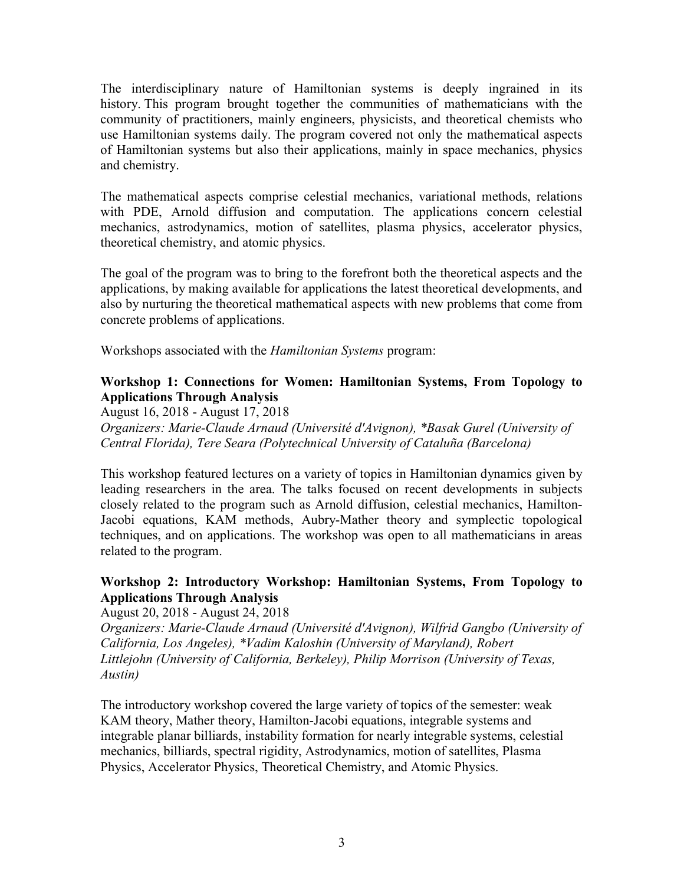The interdisciplinary nature of Hamiltonian systems is deeply ingrained in its history. This program brought together the communities of mathematicians with the community of practitioners, mainly engineers, physicists, and theoretical chemists who use Hamiltonian systems daily. The program covered not only the mathematical aspects of Hamiltonian systems but also their applications, mainly in space mechanics, physics and chemistry.

The mathematical aspects comprise celestial mechanics, variational methods, relations with PDE, Arnold diffusion and computation. The applications concern celestial mechanics, astrodynamics, motion of satellites, plasma physics, accelerator physics, theoretical chemistry, and atomic physics.

The goal of the program was to bring to the forefront both the theoretical aspects and the applications, by making available for applications the latest theoretical developments, and also by nurturing the theoretical mathematical aspects with new problems that come from concrete problems of applications.

Workshops associated with the *Hamiltonian Systems* program:

**Workshop 1: Connections for Women: Hamiltonian Systems, From Topology to Applications Through Analysis**

August 16, 2018 - August 17, 2018

*Organizers: Marie-Claude Arnaud (Université d'Avignon), *Basak Gurel (University of Central Florida), Tere Seara (Polytechnical University of Cataluña (Barcelona)*

This workshop featured lectures on a variety of topics in Hamiltonian dynamics given by leading researchers in the area. The talks focused on recent developments in subjects closely related to the program such as Arnold diffusion, celestial mechanics, Hamilton-Jacobi equations, KAM methods, Aubry-Mather theory and symplectic topological techniques, and on applications. The workshop was open to all mathematicians in areas related to the program.

**Workshop 2: Introductory Workshop: Hamiltonian Systems, From Topology to Applications Through Analysis**

August 20, 2018 - August 24, 2018

*Organizers: Marie-Claude Arnaud (Université d'Avignon), Wilfrid Gangbo (University of California, Los Angeles), *Vadim Kaloshin (University of Maryland), Robert Littlejohn (University of California, Berkeley), Philip Morrison (University of Texas, Austin)*

The introductory workshop covered the large variety of topics of the semester: weak KAM theory, Mather theory, Hamilton-Jacobi equations, integrable systems and integrable planar billiards, instability formation for nearly integrable systems, celestial mechanics, billiards, spectral rigidity, Astrodynamics, motion of satellites, Plasma Physics, Accelerator Physics, Theoretical Chemistry, and Atomic Physics.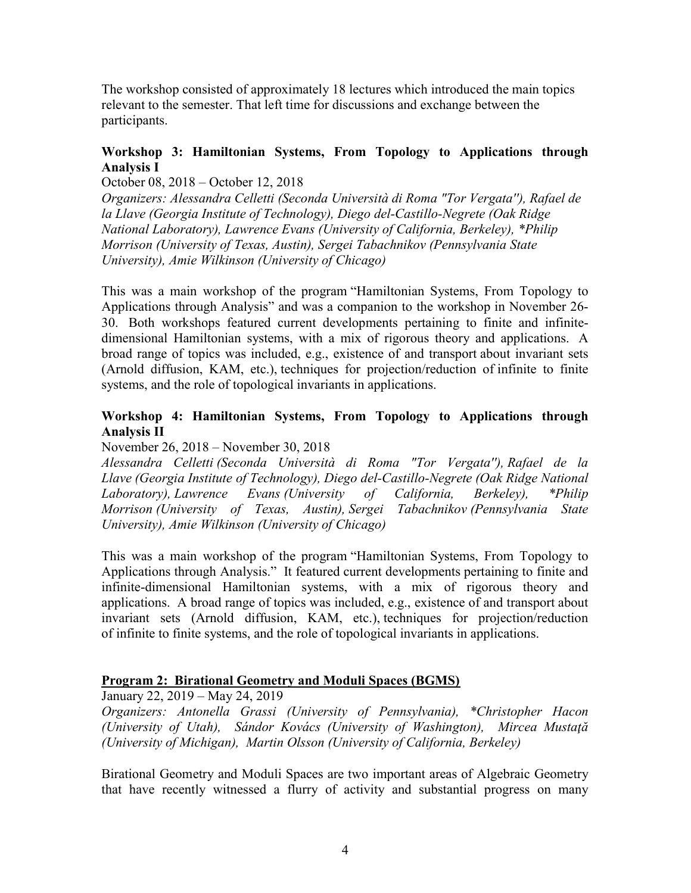The workshop consisted of approximately 18 lectures which introduced the main topics relevant to the semester. That left time for discussions and exchange between the participants.

### Workshop 3: Hamiltonian Systems, From Topology to Applications through Analysis I

October 08, 2018 – October 12, 2018

*Organizers: Alessandra Celletti (Seconda Università di Roma "Tor Vergata"), Rafael de la Llave (Georgia Institute of Technology), Diego del-Castillo-Negrete (Oak Ridge National Laboratory), Lawrence Evans (University of California, Berkeley), *Philip Morrison (University of Texas, Austin), Sergei Tabachnikov (Pennsylvania State University), Amie Wilkinson (University of Chicago)*

This was a main workshop of the program "Hamiltonian Systems, From Topology to Applications through Analysis" and was a companion to the workshop in November 26-30. Both workshops featured current developments pertaining to finite and infinite-dimensional Hamiltonian systems, with a mix of rigorous theory and applications. A broad range of topics was included, e.g., existence of and transport about invariant sets (Arnold diffusion, KAM, etc.), techniques for projection/reduction of infinite to finite systems, and the role of topological invariants in applications.

### Workshop 4: Hamiltonian Systems, From Topology to Applications through Analysis II

November 26, 2018 – November 30, 2018

*Alessandra Celletti (Seconda Università di Roma "Tor Vergata"), Rafael de la Llave (Georgia Institute of Technology), Diego del-Castillo-Negrete (Oak Ridge National Laboratory), Lawrence Evans (University of California, Berkeley), *Philip Morrison (University of Texas, Austin), Sergei Tabachnikov (Pennsylvania State University), Amie Wilkinson (University of Chicago)*

This was a main workshop of the program "Hamiltonian Systems, From Topology to Applications through Analysis." It featured current developments pertaining to finite and infinite-dimensional Hamiltonian systems, with a mix of rigorous theory and applications. A broad range of topics was included, e.g., existence of and transport about invariant sets (Arnold diffusion, KAM, etc.), techniques for projection/reduction of infinite to finite systems, and the role of topological invariants in applications.

## Program 2: Birational Geometry and Moduli Spaces (BGMS)

January 22, 2019 – May 24, 2019

*Organizers: Antonella Grassi (University of Pennsylvania), *Christopher Hacon (University of Utah), Sándor Kovács (University of Washington), Mircea Mustaţă (University of Michigan), Martin Olsson (University of California, Berkeley)*

Birational Geometry and Moduli Spaces are two important areas of Algebraic Geometry that have recently witnessed a flurry of activity and substantial progress on many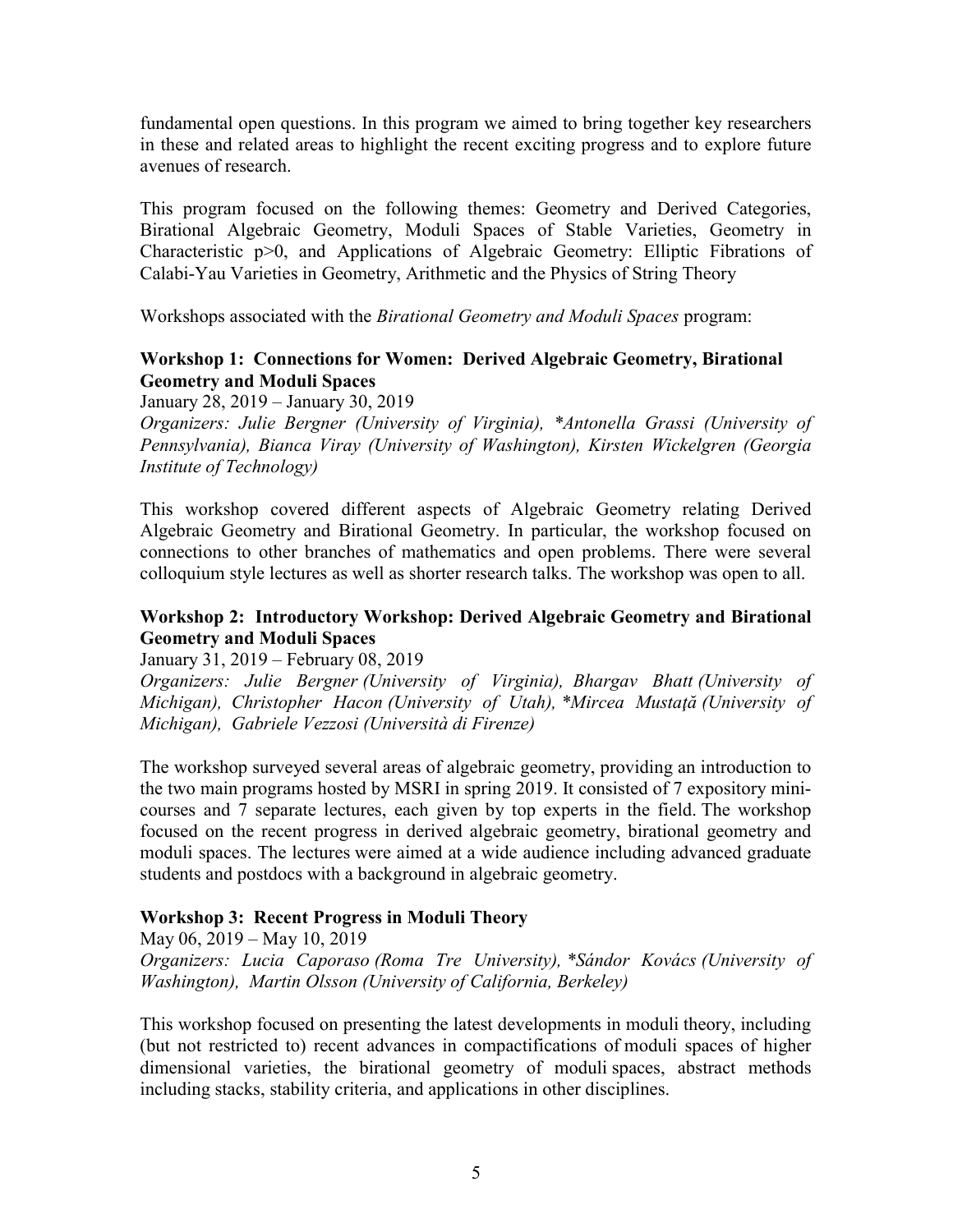fundamental open questions. In this program we aimed to bring together key researchers in these and related areas to highlight the recent exciting progress and to explore future avenues of research.

This program focused on the following themes: Geometry and Derived Categories, Birational Algebraic Geometry, Moduli Spaces of Stable Varieties, Geometry in Characteristic $p>0$, and Applications of Algebraic Geometry: Elliptic Fibrations of Calabi-Yau Varieties in Geometry, Arithmetic and the Physics of String Theory

Workshops associated with the *Birational Geometry and Moduli Spaces* program:

**Workshop 1: Connections for Women: Derived Algebraic Geometry, Birational Geometry and Moduli Spaces**

January 28, 2019 – January 30, 2019

*Organizers: Julie Bergner (University of Virginia), *Antonella Grassi (University of Pennsylvania), Bianca Viray (University of Washington), Kirsten Wickelgren (Georgia Institute of Technology)*

This workshop covered different aspects of Algebraic Geometry relating Derived Algebraic Geometry and Birational Geometry. In particular, the workshop focused on connections to other branches of mathematics and open problems. There were several colloquium style lectures as well as shorter research talks. The workshop was open to all.

**Workshop 2: Introductory Workshop: Derived Algebraic Geometry and Birational Geometry and Moduli Spaces**

January 31, 2019 – February 08, 2019

*Organizers: Julie Bergner (University of Virginia), Bhargav Bhatt (University of Michigan), Christopher Hacon (University of Utah), *Mircea Mustaţă (University of Michigan), Gabriele Vezzosi (Università di Firenze)*

The workshop surveyed several areas of algebraic geometry, providing an introduction to the two main programs hosted by MSRI in spring 2019. It consisted of 7 expository mini-courses and 7 separate lectures, each given by top experts in the field. The workshop focused on the recent progress in derived algebraic geometry, birational geometry and moduli spaces. The lectures were aimed at a wide audience including advanced graduate students and postdocs with a background in algebraic geometry.

**Workshop 3: Recent Progress in Moduli Theory**

May 06, 2019 – May 10, 2019

*Organizers: Lucia Caporaso (Roma Tre University), *Sándor Kovács (University of Washington), Martin Olsson (University of California, Berkeley)*

This workshop focused on presenting the latest developments in moduli theory, including (but not restricted to) recent advances in compactifications of moduli spaces of higher dimensional varieties, the birational geometry of moduli spaces, abstract methods including stacks, stability criteria, and applications in other disciplines.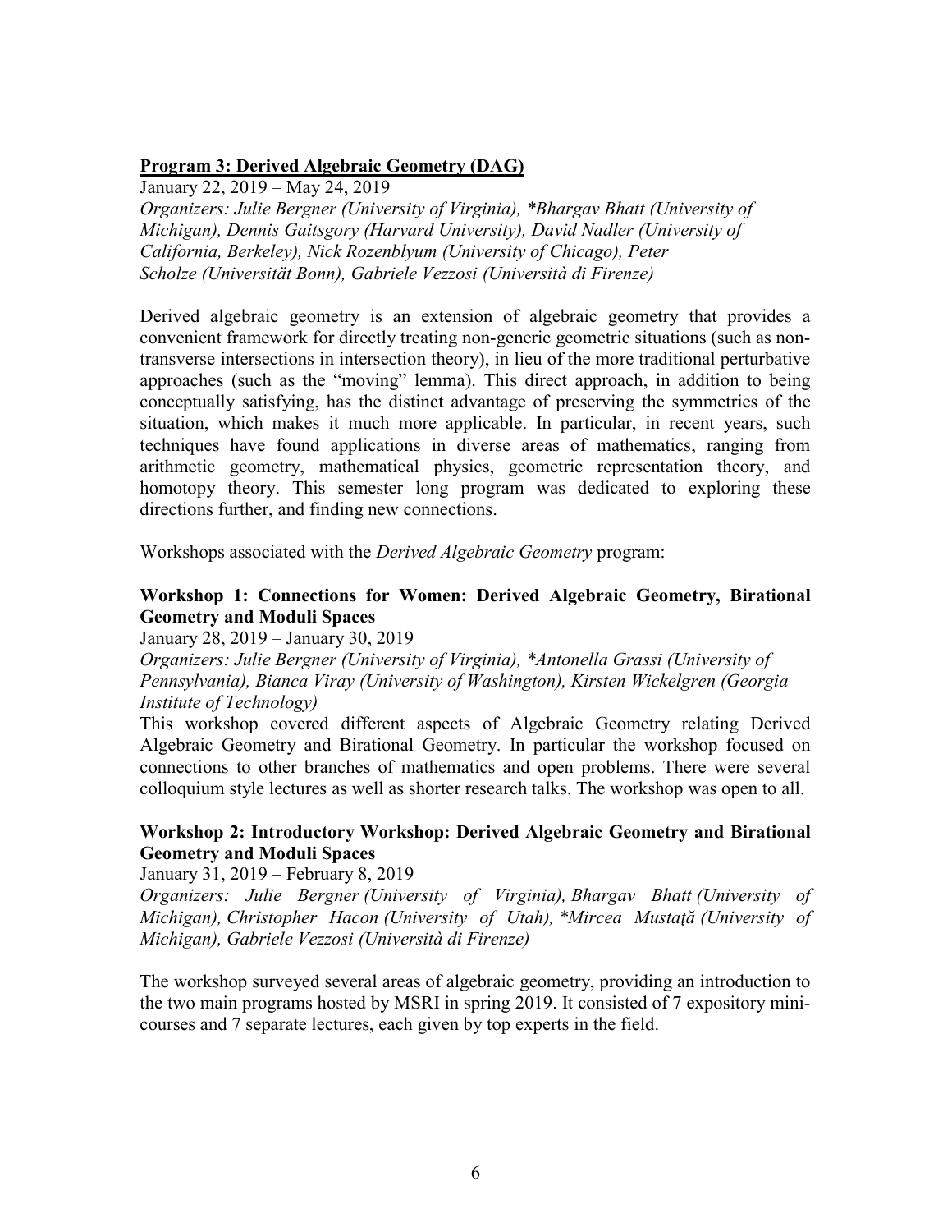**Program 3: Derived Algebraic Geometry (DAG)**

January 22, 2019 – May 24, 2019

*Organizers: Julie Bergner (University of Virginia), *Bhargav Bhatt (University of Michigan), Dennis Gaitsgory (Harvard University), David Nadler (University of California, Berkeley), Nick Rozenblyum (University of Chicago), Peter Scholze (Universität Bonn), Gabriele Vezzosi (Università di Firenze)*

Derived algebraic geometry is an extension of algebraic geometry that provides a convenient framework for directly treating non-generic geometric situations (such as non-transverse intersections in intersection theory), in lieu of the more traditional perturbative approaches (such as the "moving" lemma). This direct approach, in addition to being conceptually satisfying, has the distinct advantage of preserving the symmetries of the situation, which makes it much more applicable. In particular, in recent years, such techniques have found applications in diverse areas of mathematics, ranging from arithmetic geometry, mathematical physics, geometric representation theory, and homotopy theory. This semester long program was dedicated to exploring these directions further, and finding new connections.

Workshops associated with the *Derived Algebraic Geometry* program:

**Workshop 1: Connections for Women: Derived Algebraic Geometry, Birational Geometry and Moduli Spaces**

January 28, 2019 – January 30, 2019

*Organizers: Julie Bergner (University of Virginia), *Antonella Grassi (University of Pennsylvania), Bianca Viray (University of Washington), Kirsten Wickelgren (Georgia Institute of Technology)*

This workshop covered different aspects of Algebraic Geometry relating Derived Algebraic Geometry and Birational Geometry. In particular the workshop focused on connections to other branches of mathematics and open problems. There were several colloquium style lectures as well as shorter research talks. The workshop was open to all.

**Workshop 2: Introductory Workshop: Derived Algebraic Geometry and Birational Geometry and Moduli Spaces**

January 31, 2019 – February 8, 2019

*Organizers: Julie Bergner (University of Virginia), Bhargav Bhatt (University of Michigan), Christopher Hacon (University of Utah), *Mircea Mustaţă (University of Michigan), Gabriele Vezzosi (Università di Firenze)*

The workshop surveyed several areas of algebraic geometry, providing an introduction to the two main programs hosted by MSRI in spring 2019. It consisted of 7 expository mini-courses and 7 separate lectures, each given by top experts in the field.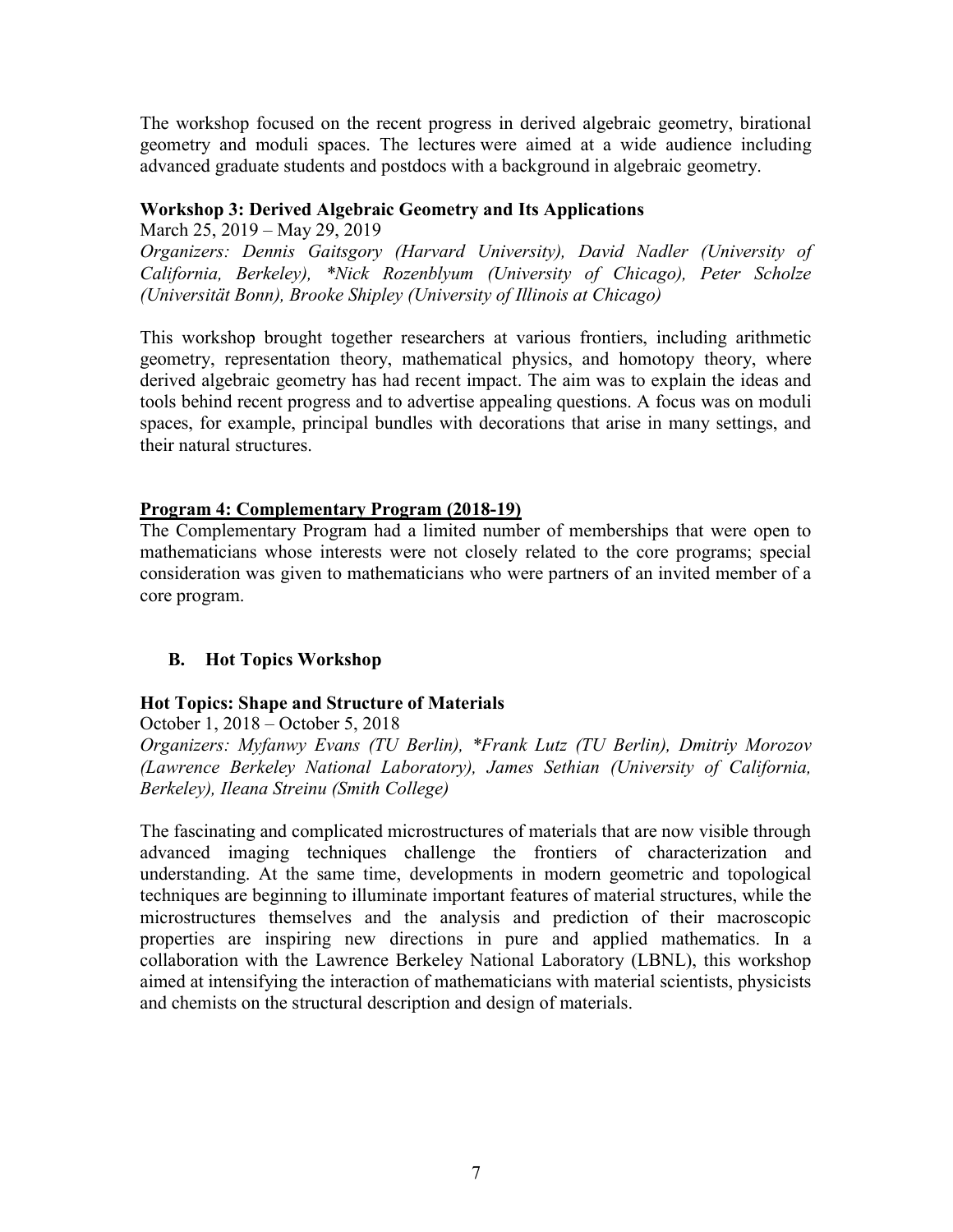The workshop focused on the recent progress in derived algebraic geometry, birational geometry and moduli spaces. The lectures were aimed at a wide audience including advanced graduate students and postdocs with a background in algebraic geometry.

**Workshop 3: Derived Algebraic Geometry and Its Applications**

March 25, 2019 – May 29, 2019

*Organizers: Dennis Gaitsgory (Harvard University), David Nadler (University of California, Berkeley), \*Nick Rozenblyum (University of Chicago), Peter Scholze (Universität Bonn), Brooke Shipley (University of Illinois at Chicago)*

This workshop brought together researchers at various frontiers, including arithmetic geometry, representation theory, mathematical physics, and homotopy theory, where derived algebraic geometry has had recent impact. The aim was to explain the ideas and tools behind recent progress and to advertise appealing questions. A focus was on moduli spaces, for example, principal bundles with decorations that arise in many settings, and their natural structures.

**<u>Program 4: Complementary Program (2018-19)</u>**

The Complementary Program had a limited number of memberships that were open to mathematicians whose interests were not closely related to the core programs; special consideration was given to mathematicians who were partners of an invited member of a core program.

## B. Hot Topics Workshop

**Hot Topics: Shape and Structure of Materials**

October 1, 2018 – October 5, 2018

*Organizers: Myfanwy Evans (TU Berlin), \*Frank Lutz (TU Berlin), Dmitriy Morozov (Lawrence Berkeley National Laboratory), James Sethian (University of California, Berkeley), Ileana Streinu (Smith College)*

The fascinating and complicated microstructures of materials that are now visible through advanced imaging techniques challenge the frontiers of characterization and understanding. At the same time, developments in modern geometric and topological techniques are beginning to illuminate important features of material structures, while the microstructures themselves and the analysis and prediction of their macroscopic properties are inspiring new directions in pure and applied mathematics. In a collaboration with the Lawrence Berkeley National Laboratory (LBNL), this workshop aimed at intensifying the interaction of mathematicians with material scientists, physicists and chemists on the structural description and design of materials.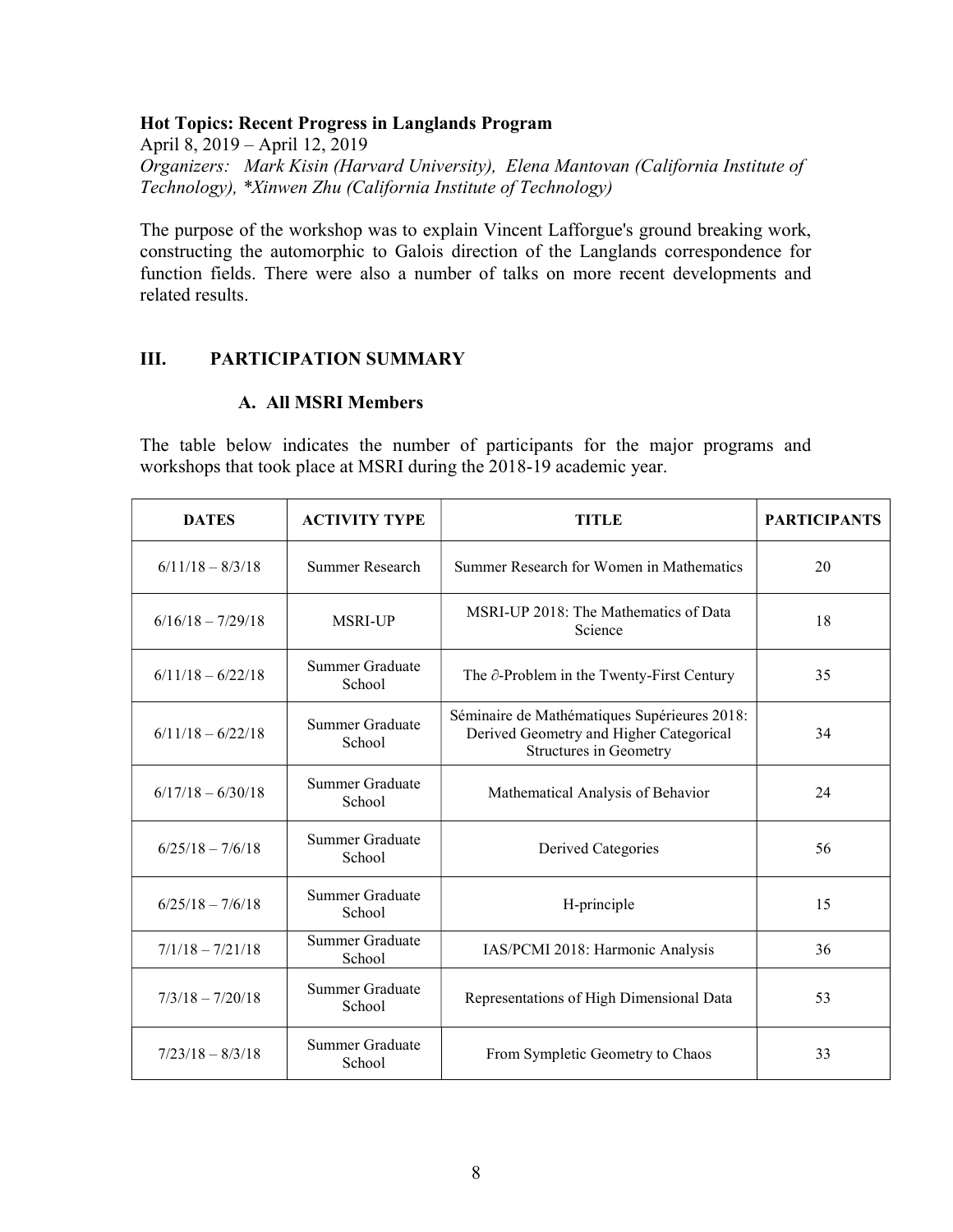**Hot Topics: Recent Progress in Langlands Program**

April 8, 2019 – April 12, 2019

*Organizers: Mark Kisin (Harvard University), Elena Mantovan (California Institute of Technology), *Xinwen Zhu (California Institute of Technology)*

The purpose of the workshop was to explain Vincent Lafforgue's ground breaking work, constructing the automorphic to Galois direction of the Langlands correspondence for function fields. There were also a number of talks on more recent developments and related results.

## III. PARTICIPATION SUMMARY

### A. All MSRI Members

The table below indicates the number of participants for the major programs and workshops that took place at MSRI during the 2018-19 academic year.

| DATES | ACTIVITY TYPE | TITLE | PARTICIPANTS |
|---|---|---|---|
| 6/11/18 – 8/3/18 | Summer Research | Summer Research for Women in Mathematics | 20 |
| 6/16/18 – 7/29/18 | MSRI-UP | MSRI-UP 2018: The Mathematics of Data Science | 18 |
| 6/11/18 – 6/22/18 | Summer Graduate School | The $\partial$-Problem in the Twenty-First Century | 35 |
| 6/11/18 – 6/22/18 | Summer Graduate School | Séminaire de Mathématiques Supérieures 2018: Derived Geometry and Higher Categorical Structures in Geometry | 34 |
| 6/17/18 – 6/30/18 | Summer Graduate School | Mathematical Analysis of Behavior | 24 |
| 6/25/18 – 7/6/18 | Summer Graduate School | Derived Categories | 56 |
| 6/25/18 – 7/6/18 | Summer Graduate School | H-principle | 15 |
| 7/1/18 – 7/21/18 | Summer Graduate School | IAS/PCMI 2018: Harmonic Analysis | 36 |
| 7/3/18 – 7/20/18 | Summer Graduate School | Representations of High Dimensional Data | 53 |
| 7/23/18 – 8/3/18 | Summer Graduate School | From Sympletic Geometry to Chaos | 33 |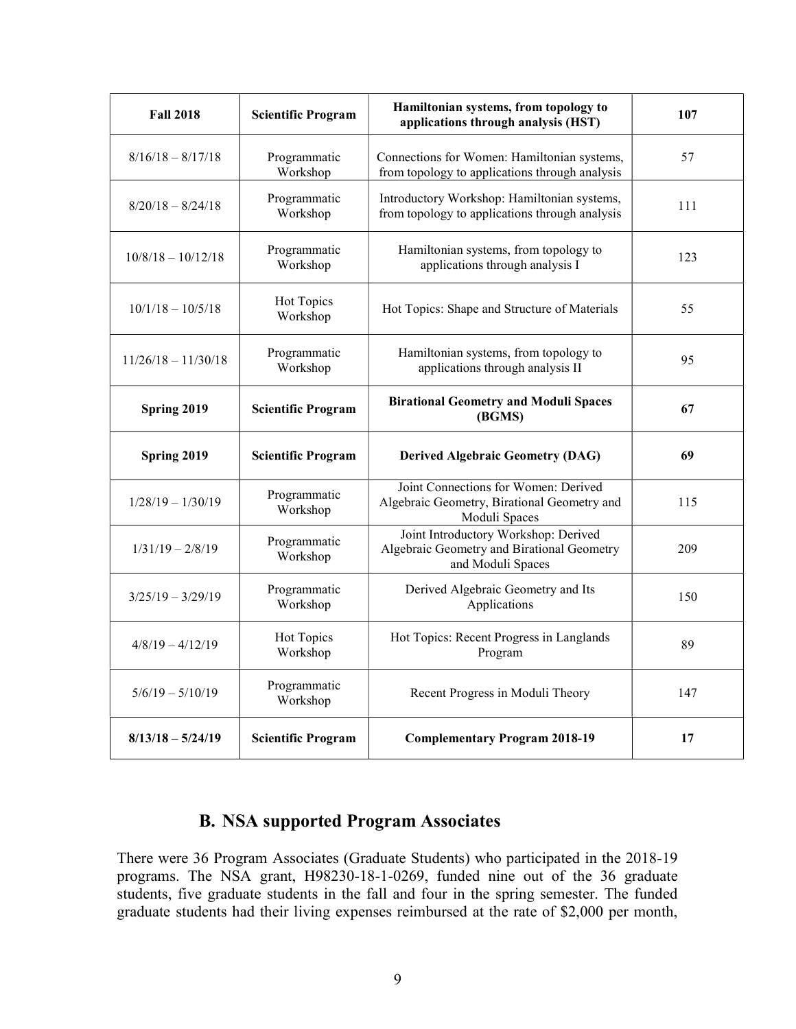| **Fall 2018** | **Scientific Program** | **Hamiltonian systems, from topology to applications through analysis (HST)** | **107** |
|---|---|---|---|
| 8/16/18 – 8/17/18 | Programmatic Workshop | Connections for Women: Hamiltonian systems, from topology to applications through analysis | 57 |
| 8/20/18 – 8/24/18 | Programmatic Workshop | Introductory Workshop: Hamiltonian systems, from topology to applications through analysis | 111 |
| 10/8/18 – 10/12/18 | Programmatic Workshop | Hamiltonian systems, from topology to applications through analysis I | 123 |
| 10/1/18 – 10/5/18 | Hot Topics Workshop | Hot Topics: Shape and Structure of Materials | 55 |
| 11/26/18 – 11/30/18 | Programmatic Workshop | Hamiltonian systems, from topology to applications through analysis II | 95 |
| **Spring 2019** | **Scientific Program** | **Birational Geometry and Moduli Spaces (BGMS)** | **67** |
| **Spring 2019** | **Scientific Program** | **Derived Algebraic Geometry (DAG)** | **69** |
| 1/28/19 – 1/30/19 | Programmatic Workshop | Joint Connections for Women: Derived Algebraic Geometry, Birational Geometry and Moduli Spaces | 115 |
| 1/31/19 – 2/8/19 | Programmatic Workshop | Joint Introductory Workshop: Derived Algebraic Geometry and Birational Geometry and Moduli Spaces | 209 |
| 3/25/19 – 3/29/19 | Programmatic Workshop | Derived Algebraic Geometry and Its Applications | 150 |
| 4/8/19 – 4/12/19 | Hot Topics Workshop | Hot Topics: Recent Progress in Langlands Program | 89 |
| 5/6/19 – 5/10/19 | Programmatic Workshop | Recent Progress in Moduli Theory | 147 |
| **8/13/18 – 5/24/19** | **Scientific Program** | **Complementary Program 2018-19** | **17** |

## B. NSA supported Program Associates

There were 36 Program Associates (Graduate Students) who participated in the 2018-19 programs. The NSA grant, H98230-18-1-0269, funded nine out of the 36 graduate students, five graduate students in the fall and four in the spring semester. The funded graduate students had their living expenses reimbursed at the rate of $2,000 per month,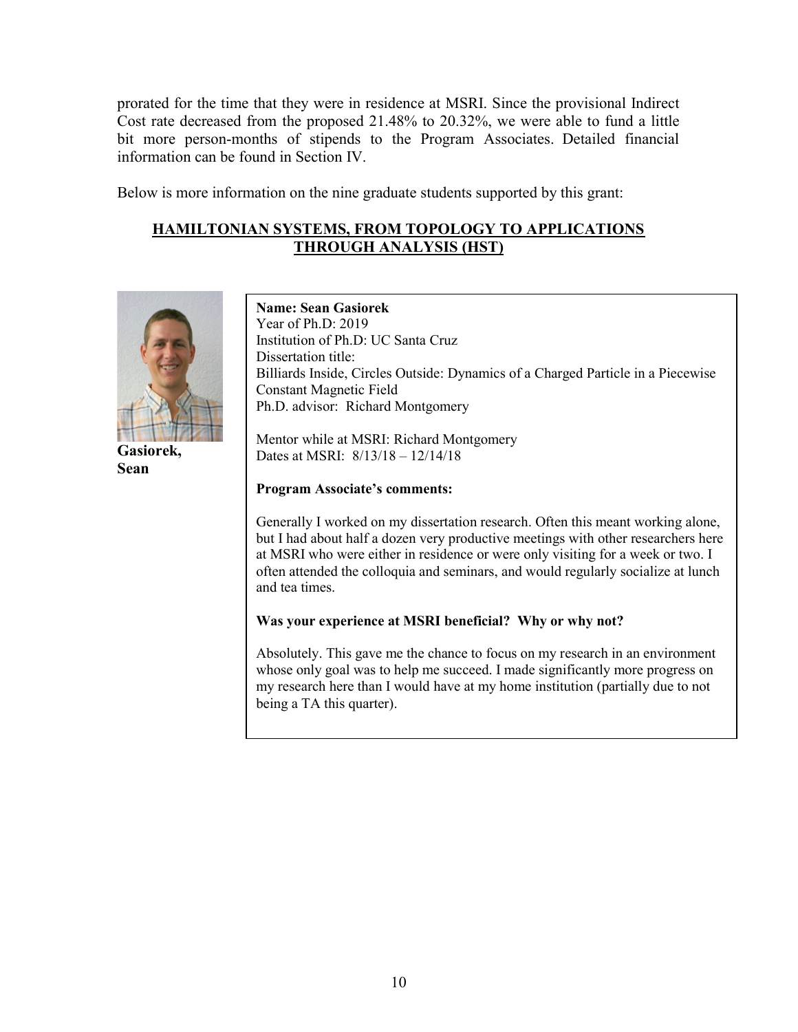prorated for the time that they were in residence at MSRI. Since the provisional Indirect Cost rate decreased from the proposed 21.48% to 20.32%, we were able to fund a little bit more person-months of stipends to the Program Associates. Detailed financial information can be found in Section IV.

Below is more information on the nine graduate students supported by this grant:

## HAMILTONIAN SYSTEMS, FROM TOPOLOGY TO APPLICATIONS THROUGH ANALYSIS (HST)

**Gasiorek, Sean**

**Name: Sean Gasiorek**
Year of Ph.D: 2019
Institution of Ph.D: UC Santa Cruz
Dissertation title:
Billiards Inside, Circles Outside: Dynamics of a Charged Particle in a Piecewise Constant Magnetic Field
Ph.D. advisor: Richard Montgomery

Mentor while at MSRI: Richard Montgomery
Dates at MSRI: 8/13/18 – 12/14/18

**Program Associate's comments:**

Generally I worked on my dissertation research. Often this meant working alone, but I had about half a dozen very productive meetings with other researchers here at MSRI who were either in residence or were only visiting for a week or two. I often attended the colloquia and seminars, and would regularly socialize at lunch and tea times.

**Was your experience at MSRI beneficial? Why or why not?**

Absolutely. This gave me the chance to focus on my research in an environment whose only goal was to help me succeed. I made significantly more progress on my research here than I would have at my home institution (partially due to not being a TA this quarter).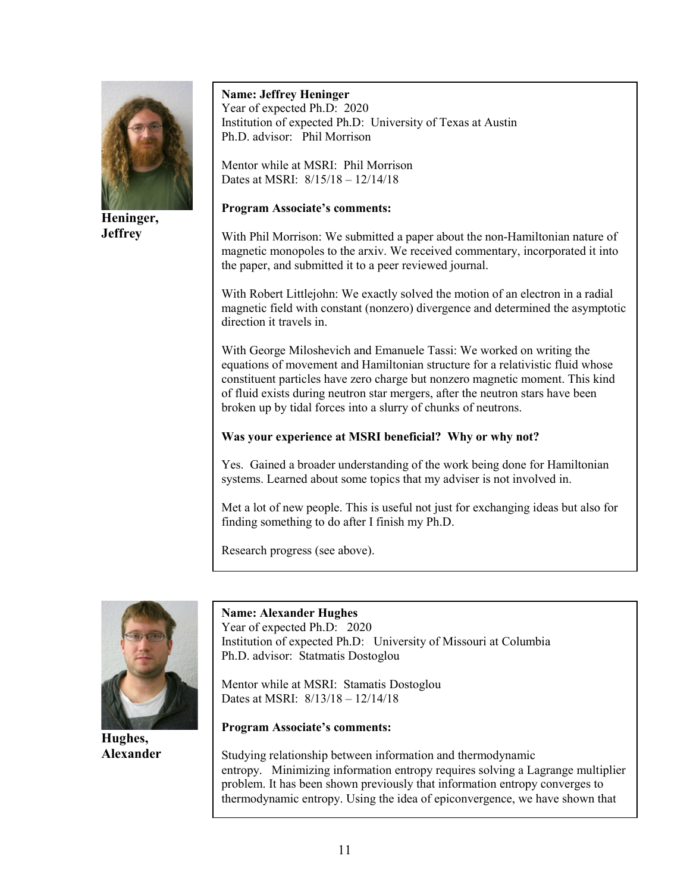**Heninger, Jeffrey**

**Name: Jeffrey Heninger**
Year of expected Ph.D: 2020
Institution of expected Ph.D: University of Texas at Austin
Ph.D. advisor: Phil Morrison

Mentor while at MSRI: Phil Morrison
Dates at MSRI: 8/15/18 – 12/14/18

**Program Associate's comments:**

With Phil Morrison: We submitted a paper about the non-Hamiltonian nature of magnetic monopoles to the arxiv. We received commentary, incorporated it into the paper, and submitted it to a peer reviewed journal.

With Robert Littlejohn: We exactly solved the motion of an electron in a radial magnetic field with constant (nonzero) divergence and determined the asymptotic direction it travels in.

With George Miloshevich and Emanuele Tassi: We worked on writing the equations of movement and Hamiltonian structure for a relativistic fluid whose constituent particles have zero charge but nonzero magnetic moment. This kind of fluid exists during neutron star mergers, after the neutron stars have been broken up by tidal forces into a slurry of chunks of neutrons.

**Was your experience at MSRI beneficial? Why or why not?**

Yes. Gained a broader understanding of the work being done for Hamiltonian systems. Learned about some topics that my adviser is not involved in.

Met a lot of new people. This is useful not just for exchanging ideas but also for finding something to do after I finish my Ph.D.

Research progress (see above).

**Hughes, Alexander**

**Name: Alexander Hughes**
Year of expected Ph.D: 2020
Institution of expected Ph.D: University of Missouri at Columbia
Ph.D. advisor: Statmatis Dostoglou

Mentor while at MSRI: Stamatis Dostoglou
Dates at MSRI: 8/13/18 – 12/14/18

**Program Associate's comments:**

Studying relationship between information and thermodynamic entropy. Minimizing information entropy requires solving a Lagrange multiplier problem. It has been shown previously that information entropy converges to thermodynamic entropy. Using the idea of epiconvergence, we have shown that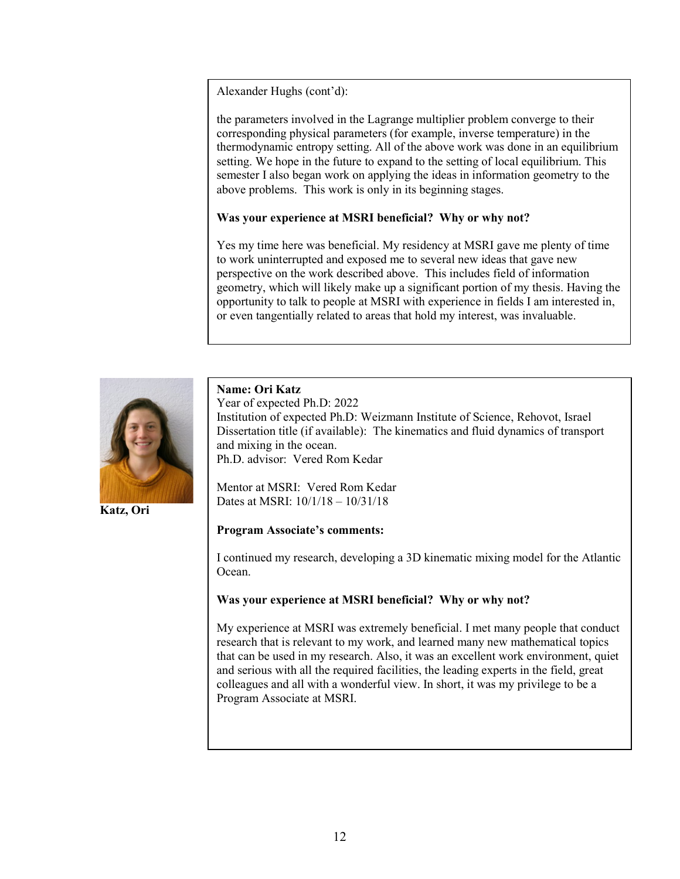Alexander Hughs (cont'd):

the parameters involved in the Lagrange multiplier problem converge to their corresponding physical parameters (for example, inverse temperature) in the thermodynamic entropy setting. All of the above work was done in an equilibrium setting. We hope in the future to expand to the setting of local equilibrium. This semester I also began work on applying the ideas in information geometry to the above problems. This work is only in its beginning stages.

**Was your experience at MSRI beneficial? Why or why not?**

Yes my time here was beneficial. My residency at MSRI gave me plenty of time to work uninterrupted and exposed me to several new ideas that gave new perspective on the work described above. This includes field of information geometry, which will likely make up a significant portion of my thesis. Having the opportunity to talk to people at MSRI with experience in fields I am interested in, or even tangentially related to areas that hold my interest, was invaluable.

**Katz, Ori**

**Name: Ori Katz**
Year of expected Ph.D: 2022
Institution of expected Ph.D: Weizmann Institute of Science, Rehovot, Israel
Dissertation title (if available): The kinematics and fluid dynamics of transport and mixing in the ocean.
Ph.D. advisor: Vered Rom Kedar

Mentor at MSRI: Vered Rom Kedar
Dates at MSRI: 10/1/18 – 10/31/18

**Program Associate's comments:**

I continued my research, developing a 3D kinematic mixing model for the Atlantic Ocean.

**Was your experience at MSRI beneficial? Why or why not?**

My experience at MSRI was extremely beneficial. I met many people that conduct research that is relevant to my work, and learned many new mathematical topics that can be used in my research. Also, it was an excellent work environment, quiet and serious with all the required facilities, the leading experts in the field, great colleagues and all with a wonderful view. In short, it was my privilege to be a Program Associate at MSRI.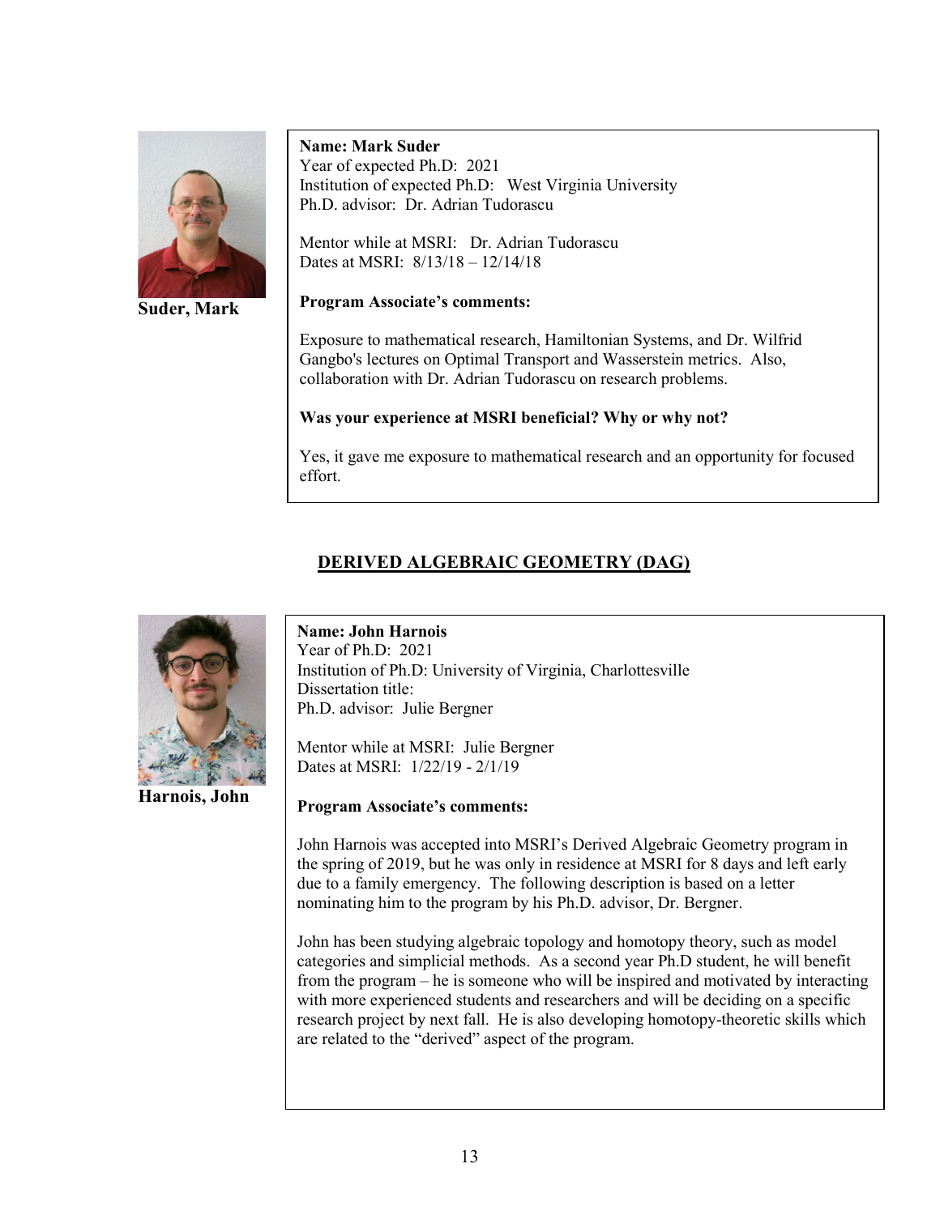**Suder, Mark**

**Name: Mark Suder**
Year of expected Ph.D: 2021
Institution of expected Ph.D: West Virginia University
Ph.D. advisor: Dr. Adrian Tudorascu

Mentor while at MSRI: Dr. Adrian Tudorascu
Dates at MSRI: 8/13/18 – 12/14/18

**Program Associate's comments:**

Exposure to mathematical research, Hamiltonian Systems, and Dr. Wilfrid Gangbo's lectures on Optimal Transport and Wasserstein metrics. Also, collaboration with Dr. Adrian Tudorascu on research problems.

**Was your experience at MSRI beneficial? Why or why not?**

Yes, it gave me exposure to mathematical research and an opportunity for focused effort.

## DERIVED ALGEBRAIC GEOMETRY (DAG)

**Harnois, John**

**Name: John Harnois**
Year of Ph.D: 2021
Institution of Ph.D: University of Virginia, Charlottesville
Dissertation title:
Ph.D. advisor: Julie Bergner

Mentor while at MSRI: Julie Bergner
Dates at MSRI: 1/22/19 - 2/1/19

**Program Associate's comments:**

John Harnois was accepted into MSRI's Derived Algebraic Geometry program in the spring of 2019, but he was only in residence at MSRI for 8 days and left early due to a family emergency. The following description is based on a letter nominating him to the program by his Ph.D. advisor, Dr. Bergner.

John has been studying algebraic topology and homotopy theory, such as model categories and simplicial methods. As a second year Ph.D student, he will benefit from the program – he is someone who will be inspired and motivated by interacting with more experienced students and researchers and will be deciding on a specific research project by next fall. He is also developing homotopy-theoretic skills which are related to the "derived" aspect of the program.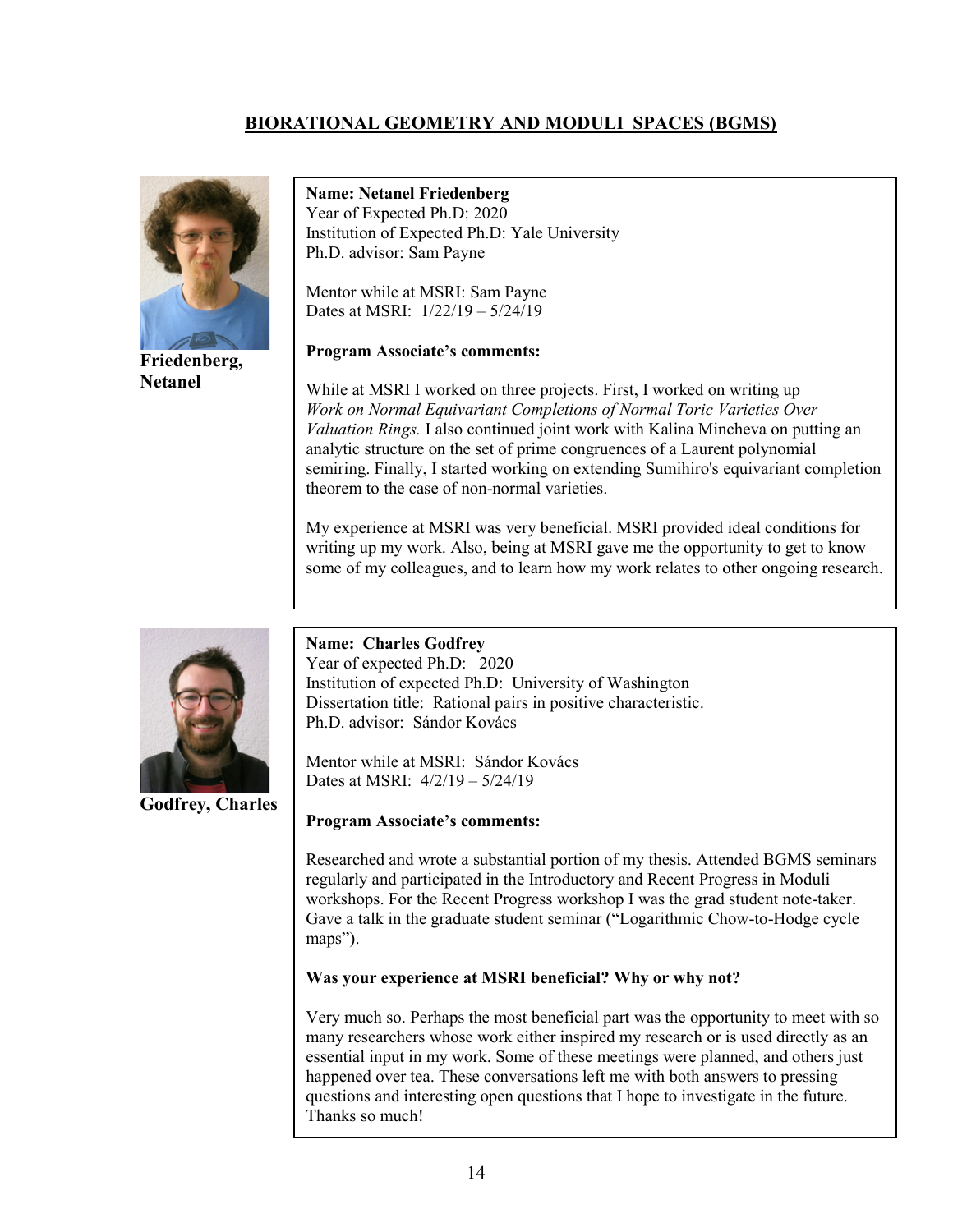## BIORATIONAL GEOMETRY AND MODULI SPACES (BGMS)

**Friedenberg, Netanel**

**Name: Netanel Friedenberg**
Year of Expected Ph.D: 2020
Institution of Expected Ph.D: Yale University
Ph.D. advisor: Sam Payne

Mentor while at MSRI: Sam Payne
Dates at MSRI: 1/22/19 – 5/24/19

**Program Associate's comments:**

While at MSRI I worked on three projects. First, I worked on writing up *Work on Normal Equivariant Completions of Normal Toric Varieties Over Valuation Rings.* I also continued joint work with Kalina Mincheva on putting an analytic structure on the set of prime congruences of a Laurent polynomial semiring. Finally, I started working on extending Sumihiro's equivariant completion theorem to the case of non-normal varieties.

My experience at MSRI was very beneficial. MSRI provided ideal conditions for writing up my work. Also, being at MSRI gave me the opportunity to get to know some of my colleagues, and to learn how my work relates to other ongoing research.

**Godfrey, Charles**

**Name: Charles Godfrey**
Year of expected Ph.D: 2020
Institution of expected Ph.D: University of Washington
Dissertation title: Rational pairs in positive characteristic.
Ph.D. advisor: Sándor Kovács

Mentor while at MSRI: Sándor Kovács
Dates at MSRI: 4/2/19 – 5/24/19

**Program Associate's comments:**

Researched and wrote a substantial portion of my thesis. Attended BGMS seminars regularly and participated in the Introductory and Recent Progress in Moduli workshops. For the Recent Progress workshop I was the grad student note-taker. Gave a talk in the graduate student seminar ("Logarithmic Chow-to-Hodge cycle maps").

**Was your experience at MSRI beneficial? Why or why not?**

Very much so. Perhaps the most beneficial part was the opportunity to meet with so many researchers whose work either inspired my research or is used directly as an essential input in my work. Some of these meetings were planned, and others just happened over tea. These conversations left me with both answers to pressing questions and interesting open questions that I hope to investigate in the future. Thanks so much!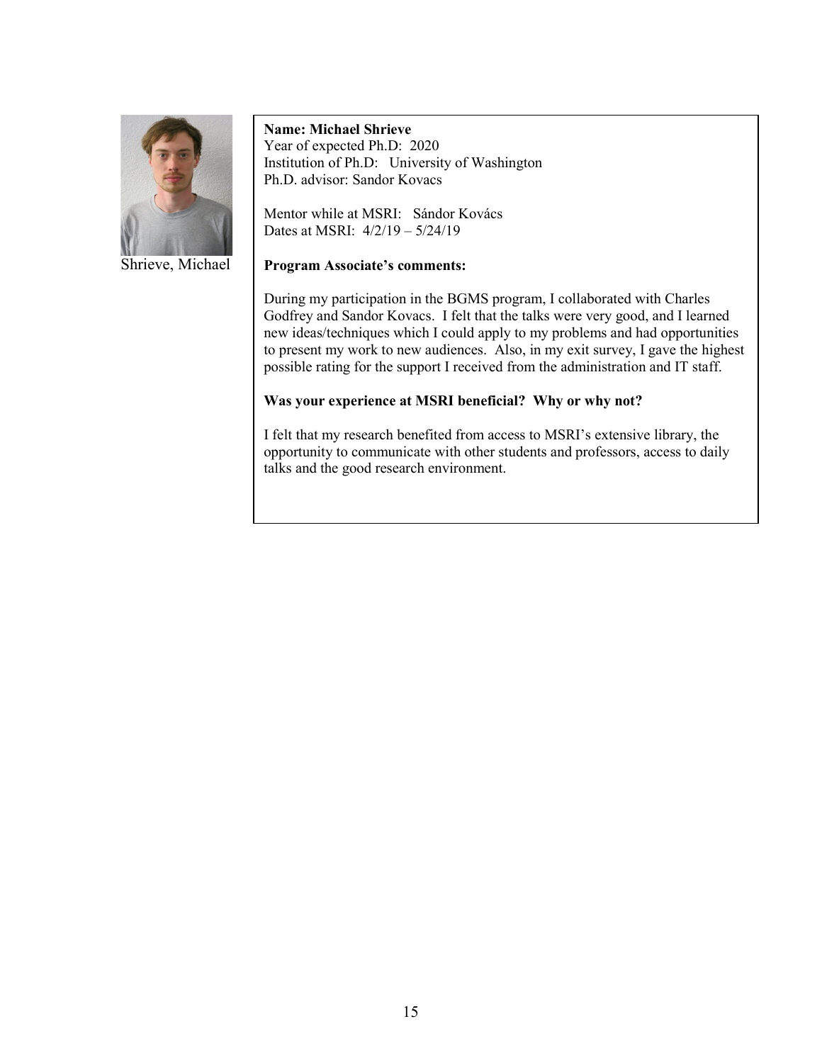Shrieve, Michael

**Name: Michael Shrieve**
Year of expected Ph.D: 2020
Institution of Ph.D: University of Washington
Ph.D. advisor: Sandor Kovacs

Mentor while at MSRI: Sándor Kovács
Dates at MSRI: 4/2/19 – 5/24/19

**Program Associate's comments:**

During my participation in the BGMS program, I collaborated with Charles Godfrey and Sandor Kovacs. I felt that the talks were very good, and I learned new ideas/techniques which I could apply to my problems and had opportunities to present my work to new audiences. Also, in my exit survey, I gave the highest possible rating for the support I received from the administration and IT staff.

**Was your experience at MSRI beneficial? Why or why not?**

I felt that my research benefited from access to MSRI's extensive library, the opportunity to communicate with other students and professors, access to daily talks and the good research environment.